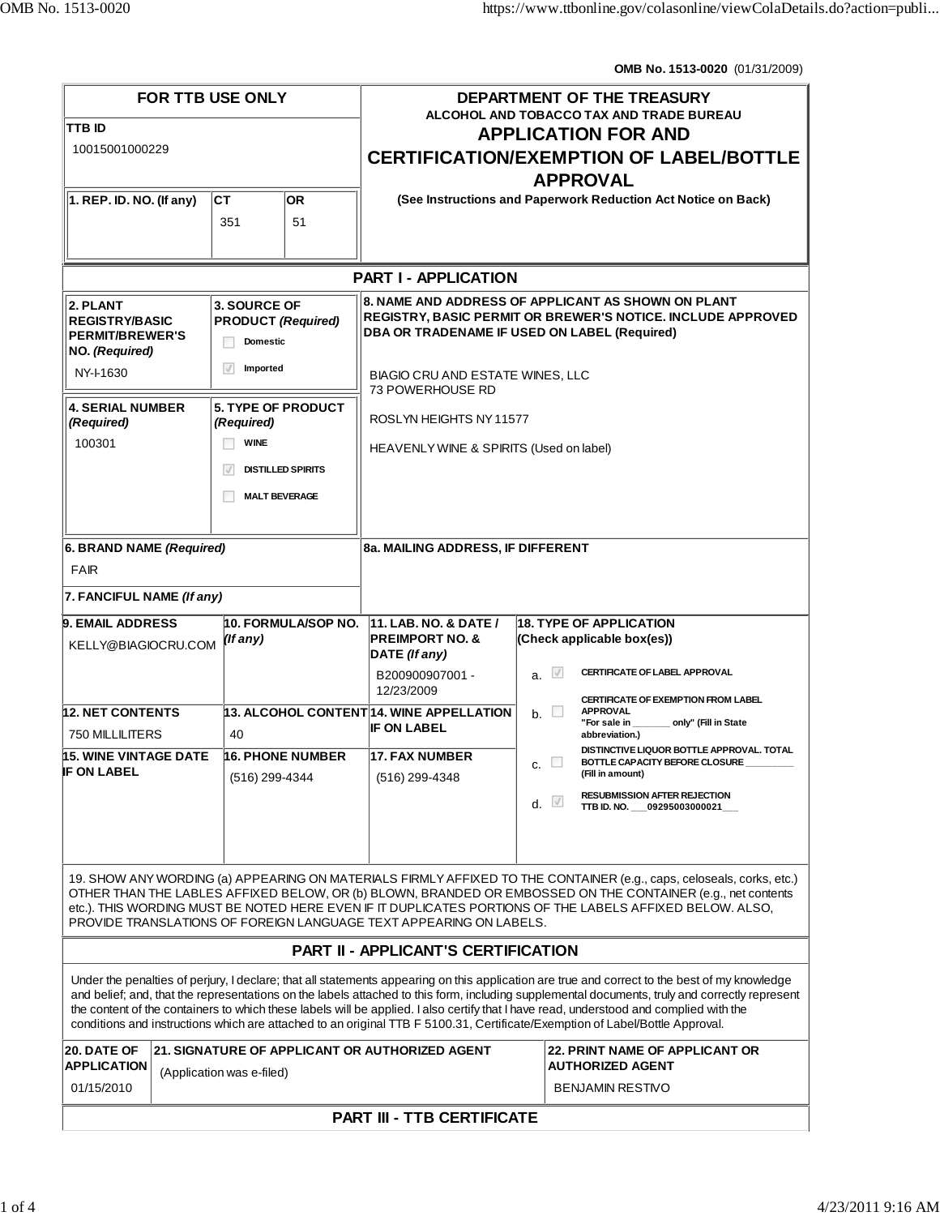**OMB No. 1513-0020** (01/31/2009)

| FOR TTB USE ONLY | DEPARTMENT OF THE TREASURY |
|---|---|
| **TTB ID** 10015001000229 | **ALCOHOL AND TOBACCO TAX AND TRADE BUREAU** |
| **1. REP. ID. NO. (If any)** — **CT** 351 — **OR** 51 | **APPLICATION FOR AND CERTIFICATION/EXEMPTION OF LABEL/BOTTLE APPROVAL** (See Instructions and Paperwork Reduction Act Notice on Back) |

## PART I - APPLICATION

**2. PLANT REGISTRY/BASIC PERMIT/BREWER'S NO.** *(Required)*
NY-I-1630

**3. SOURCE OF PRODUCT** *(Required)*
- ☐ Domestic
- ☑ Imported

**4. SERIAL NUMBER** *(Required)*
100301

**5. TYPE OF PRODUCT** *(Required)*
- ☐ WINE
- ☑ DISTILLED SPIRITS
- ☐ MALT BEVERAGE

**8. NAME AND ADDRESS OF APPLICANT AS SHOWN ON PLANT REGISTRY, BASIC PERMIT OR BREWER'S NOTICE. INCLUDE APPROVED DBA OR TRADENAME IF USED ON LABEL (Required)**

BIAGIO CRU AND ESTATE WINES, LLC
73 POWERHOUSE RD

ROSLYN HEIGHTS NY 11577

HEAVENLY WINE & SPIRITS (Used on label)

**6. BRAND NAME** *(Required)*
FAIR

**7. FANCIFUL NAME** *(If any)*

**8a. MAILING ADDRESS, IF DIFFERENT**

| 9. EMAIL ADDRESS | 10. FORMULA/SOP NO. *(If any)* | 11. LAB. NO. & DATE / PREIMPORT NO. & DATE *(If any)* |
|---|---|---|
| KELLY@BIAGIOCRU.COM | | B200900907001 - 12/23/2009 |

| 12. NET CONTENTS | 13. ALCOHOL CONTENT | 14. WINE APPELLATION IF ON LABEL |
|---|---|---|
| 750 MILLILITERS | 40 | |

| 15. WINE VINTAGE DATE IF ON LABEL | 16. PHONE NUMBER | 17. FAX NUMBER |
|---|---|---|
| | (516) 299-4344 | (516) 299-4348 |

**18. TYPE OF APPLICATION (Check applicable box(es))**

- a. ☑ CERTIFICATE OF LABEL APPROVAL
- b. ☐ CERTIFICATE OF EXEMPTION FROM LABEL APPROVAL "For sale in _______ only" (Fill in State abbreviation.)
- c. ☐ DISTINCTIVE LIQUOR BOTTLE APPROVAL. TOTAL BOTTLE CAPACITY BEFORE CLOSURE ________ (Fill in amount)
- d. ☑ RESUBMISSION AFTER REJECTION TTB ID. NO. ___09295003000021___

19. SHOW ANY WORDING (a) APPEARING ON MATERIALS FIRMLY AFFIXED TO THE CONTAINER (e.g., caps, celoseals, corks, etc.) OTHER THAN THE LABLES AFFIXED BELOW, OR (b) BLOWN, BRANDED OR EMBOSSED ON THE CONTAINER (e.g., net contents etc.). THIS WORDING MUST BE NOTED HERE EVEN IF IT DUPLICATES PORTIONS OF THE LABELS AFFIXED BELOW. ALSO, PROVIDE TRANSLATIONS OF FOREIGN LANGUAGE TEXT APPEARING ON LABELS.

## PART II - APPLICANT'S CERTIFICATION

Under the penalties of perjury, I declare; that all statements appearing on this application are true and correct to the best of my knowledge and belief; and, that the representations on the labels attached to this form, including supplemental documents, truly and correctly represent the content of the containers to which these labels will be applied. I also certify that I have read, understood and complied with the conditions and instructions which are attached to an original TTB F 5100.31, Certificate/Exemption of Label/Bottle Approval.

| 20. DATE OF APPLICATION | 21. SIGNATURE OF APPLICANT OR AUTHORIZED AGENT | 22. PRINT NAME OF APPLICANT OR AUTHORIZED AGENT |
|---|---|---|
| 01/15/2010 | (Application was e-filed) | BENJAMIN RESTIVO |

## PART III - TTB CERTIFICATE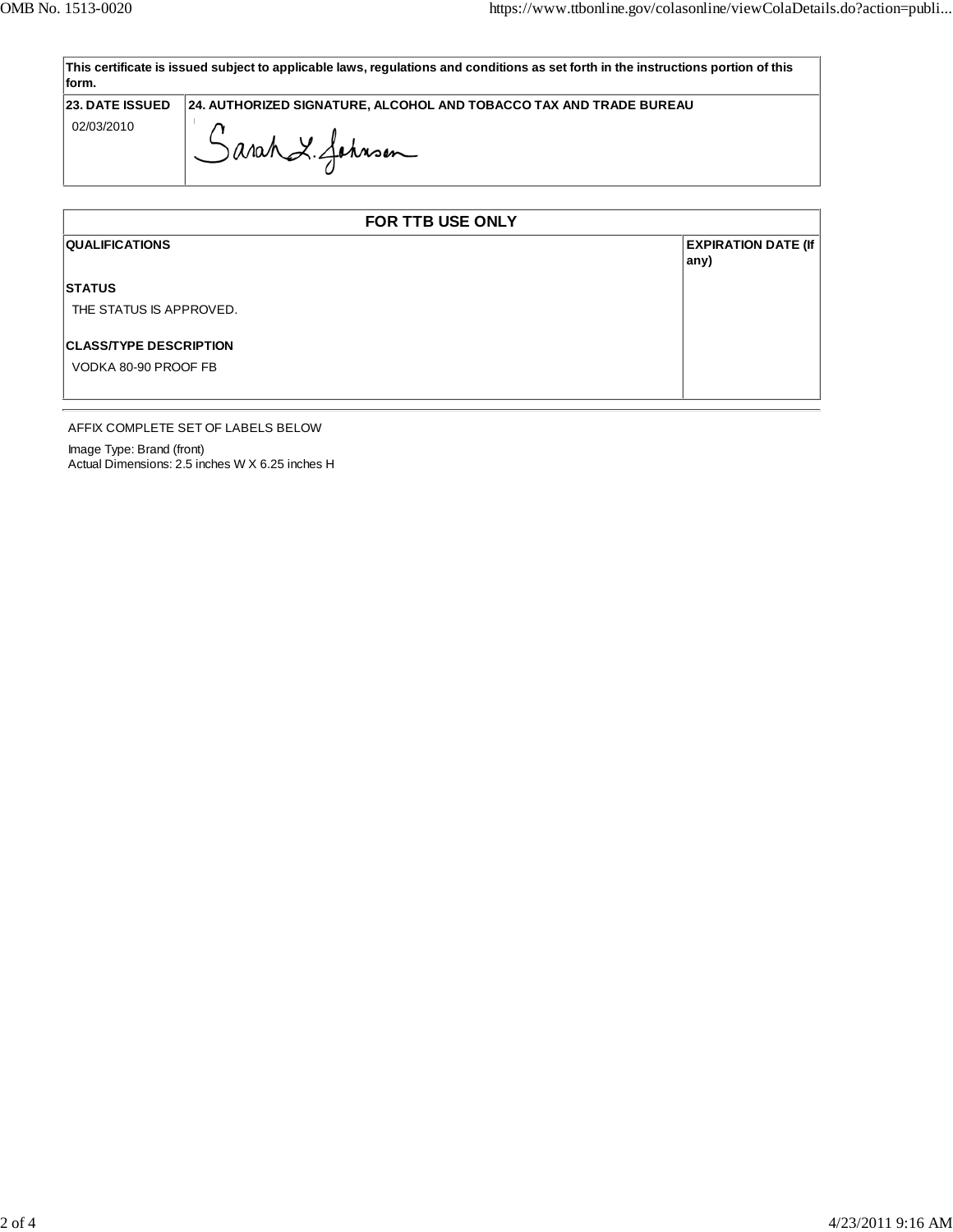| This certificate is issued subject to applicable laws, regulations and conditions as set forth in the instructions portion of this form. | |
|---|---|
| **23. DATE ISSUED** 02/03/2010 | **24. AUTHORIZED SIGNATURE, ALCOHOL AND TOBACCO TAX AND TRADE BUREAU** Sarah L. Johnson |

| FOR TTB USE ONLY | |
|---|---|
| **QUALIFICATIONS** | **EXPIRATION DATE (If any)** |
| **STATUS** THE STATUS IS APPROVED. | |
| **CLASS/TYPE DESCRIPTION** VODKA 80-90 PROOF FB | |

AFFIX COMPLETE SET OF LABELS BELOW

Image Type: Brand (front)
Actual Dimensions: 2.5 inches W X 6.25 inches H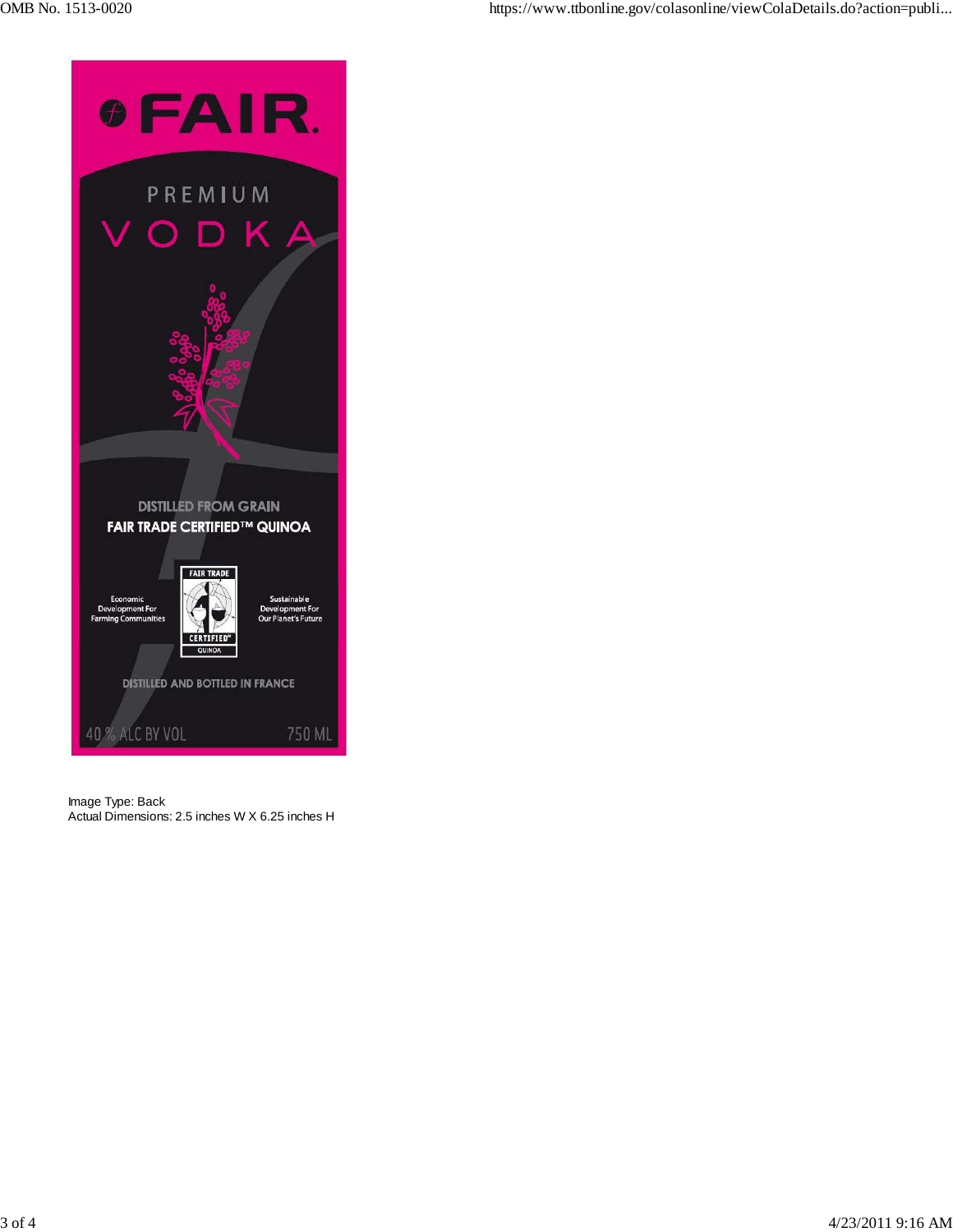# FAIR.

PREMIUM

VODKA

DISTILLED FROM GRAIN

**FAIR TRADE CERTIFIED™ QUINOA**

Economic Development For Farming Communities

FAIR TRADE CERTIFIED® QUINOA

Sustainable Development For Our Planet's Future

DISTILLED AND BOTTLED IN FRANCE

40 % ALC BY VOL

750 ML

Image Type: Back
Actual Dimensions: 2.5 inches W X 6.25 inches H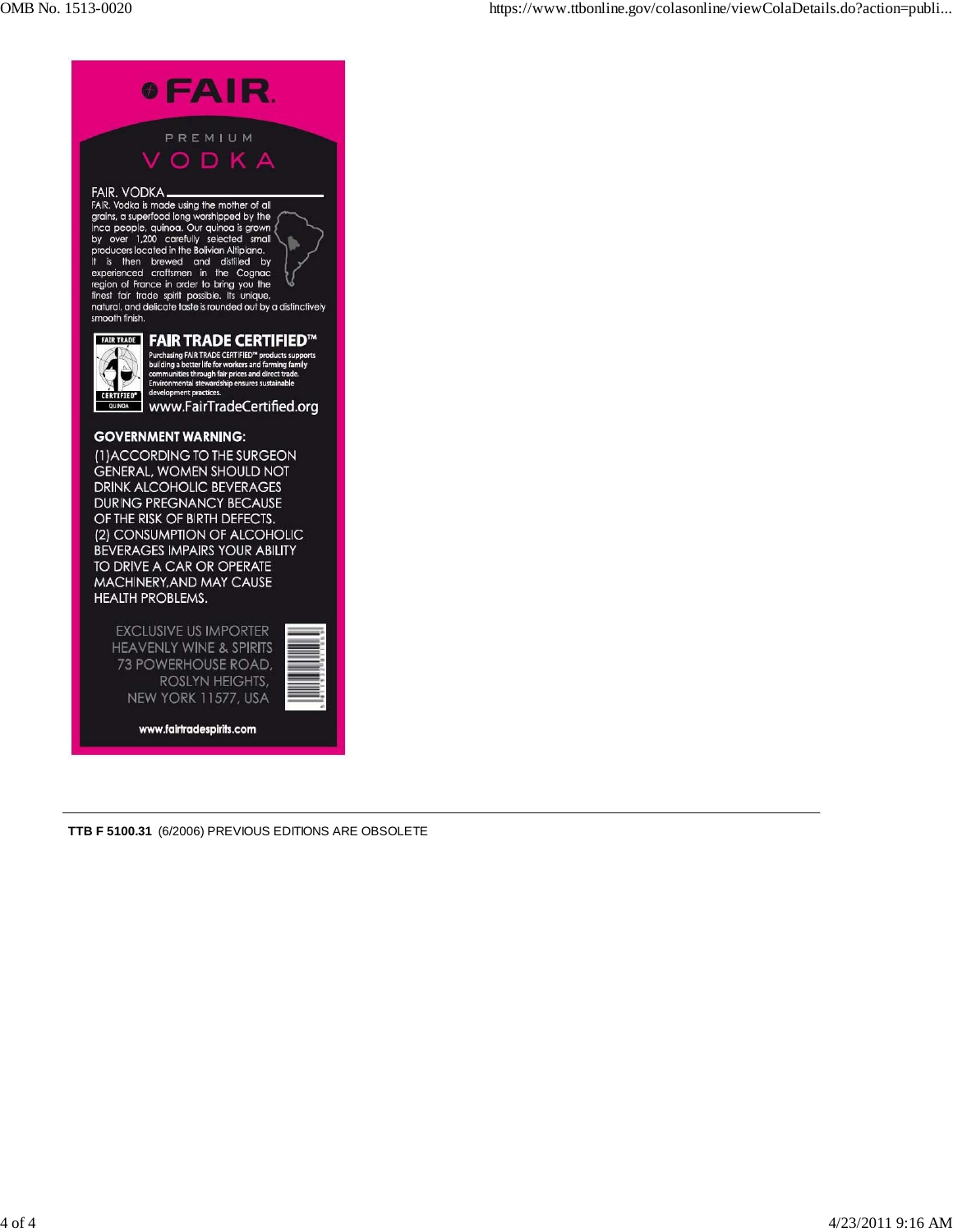# FAIR.

PREMIUM

## VODKA

**FAIR. VODKA**

FAIR. Vodka is made using the mother of all grains, a superfood long worshipped by the Inca people, quinoa. Our quinoa is grown by over 1,200 carefully selected small producers located in the Bolivian Altiplano. It is then brewed and distilled by experienced craftsmen in the Cognac region of France in order to bring you the finest fair trade spirit possible. Its unique, natural, and delicate taste is rounded out by a distinctively smooth finish.

FAIR TRADE CERTIFIED QUINOA

**FAIR TRADE CERTIFIED™**

Purchasing FAIR TRADE CERTIFIED™ products supports building a better life for workers and farming family communities through fair prices and direct trade. Environmental stewardship ensures sustainable development practices.

www.FairTradeCertified.org

**GOVERNMENT WARNING:**
(1)ACCORDING TO THE SURGEON GENERAL, WOMEN SHOULD NOT DRINK ALCOHOLIC BEVERAGES DURING PREGNANCY BECAUSE OF THE RISK OF BIRTH DEFECTS. (2) CONSUMPTION OF ALCOHOLIC BEVERAGES IMPAIRS YOUR ABILITY TO DRIVE A CAR OR OPERATE MACHINERY,AND MAY CAUSE HEALTH PROBLEMS.

EXCLUSIVE US IMPORTER
HEAVENLY WINE & SPIRITS
73 POWERHOUSE ROAD,
ROSLYN HEIGHTS,
NEW YORK 11577, USA

www.fairtradespirits.com

**TTB F 5100.31** (6/2006) PREVIOUS EDITIONS ARE OBSOLETE